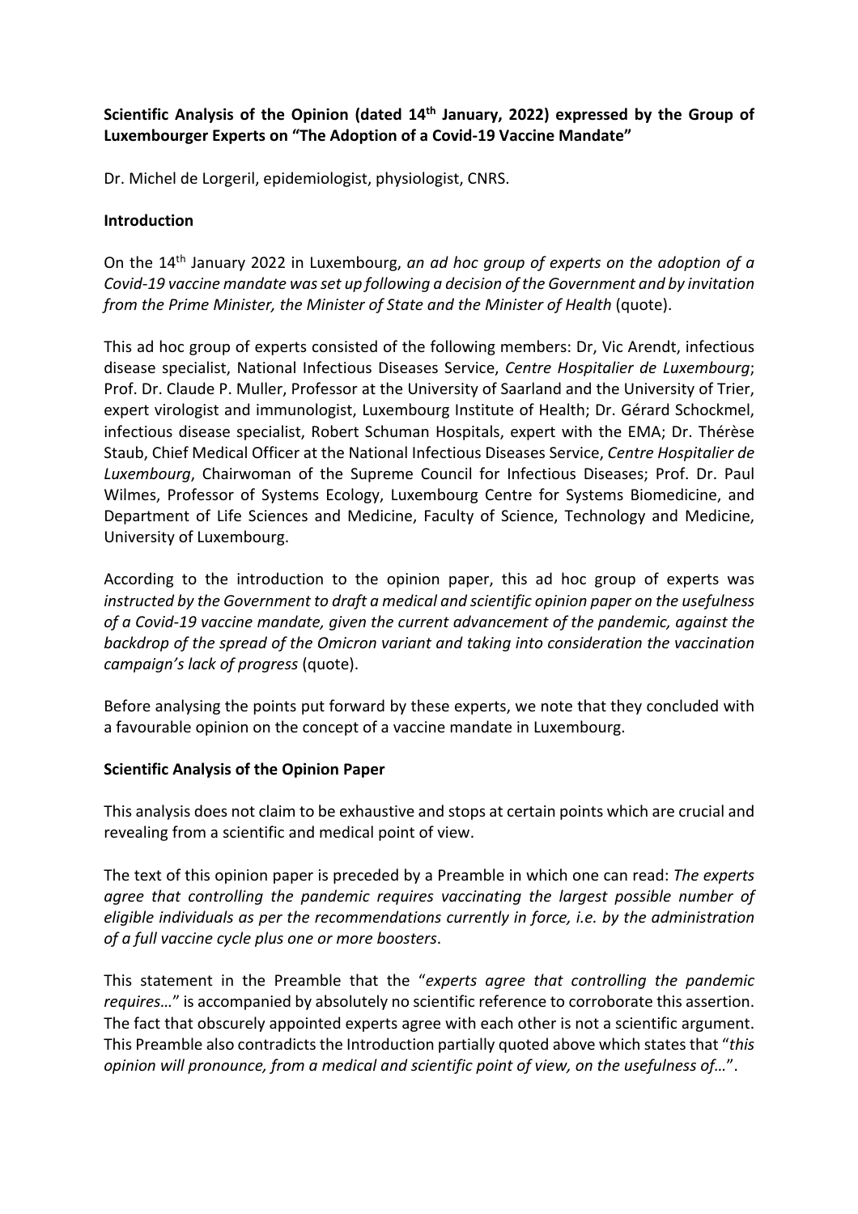**Scientific Analysis of the Opinion (dated 14th January, 2022) expressed by the Group of Luxembourger Experts on "The Adoption of a Covid-19 Vaccine Mandate"**

Dr. Michel de Lorgeril, epidemiologist, physiologist, CNRS.

## Introduction

On the 14th January 2022 in Luxembourg, *an ad hoc group of experts on the adoption of a Covid-19 vaccine mandate was set up following a decision of the Government and by invitation from the Prime Minister, the Minister of State and the Minister of Health* (quote).

This ad hoc group of experts consisted of the following members: Dr, Vic Arendt, infectious disease specialist, National Infectious Diseases Service, *Centre Hospitalier de Luxembourg*; Prof. Dr. Claude P. Muller, Professor at the University of Saarland and the University of Trier, expert virologist and immunologist, Luxembourg Institute of Health; Dr. Gérard Schockmel, infectious disease specialist, Robert Schuman Hospitals, expert with the EMA; Dr. Thérèse Staub, Chief Medical Officer at the National Infectious Diseases Service, *Centre Hospitalier de Luxembourg*, Chairwoman of the Supreme Council for Infectious Diseases; Prof. Dr. Paul Wilmes, Professor of Systems Ecology, Luxembourg Centre for Systems Biomedicine, and Department of Life Sciences and Medicine, Faculty of Science, Technology and Medicine, University of Luxembourg.

According to the introduction to the opinion paper, this ad hoc group of experts was *instructed by the Government to draft a medical and scientific opinion paper on the usefulness of a Covid-19 vaccine mandate, given the current advancement of the pandemic, against the backdrop of the spread of the Omicron variant and taking into consideration the vaccination campaign's lack of progress* (quote).

Before analysing the points put forward by these experts, we note that they concluded with a favourable opinion on the concept of a vaccine mandate in Luxembourg.

## Scientific Analysis of the Opinion Paper

This analysis does not claim to be exhaustive and stops at certain points which are crucial and revealing from a scientific and medical point of view.

The text of this opinion paper is preceded by a Preamble in which one can read: *The experts agree that controlling the pandemic requires vaccinating the largest possible number of eligible individuals as per the recommendations currently in force, i.e. by the administration of a full vaccine cycle plus one or more boosters*.

This statement in the Preamble that the "*experts agree that controlling the pandemic requires…*" is accompanied by absolutely no scientific reference to corroborate this assertion. The fact that obscurely appointed experts agree with each other is not a scientific argument. This Preamble also contradicts the Introduction partially quoted above which states that "*this opinion will pronounce, from a medical and scientific point of view, on the usefulness of…*".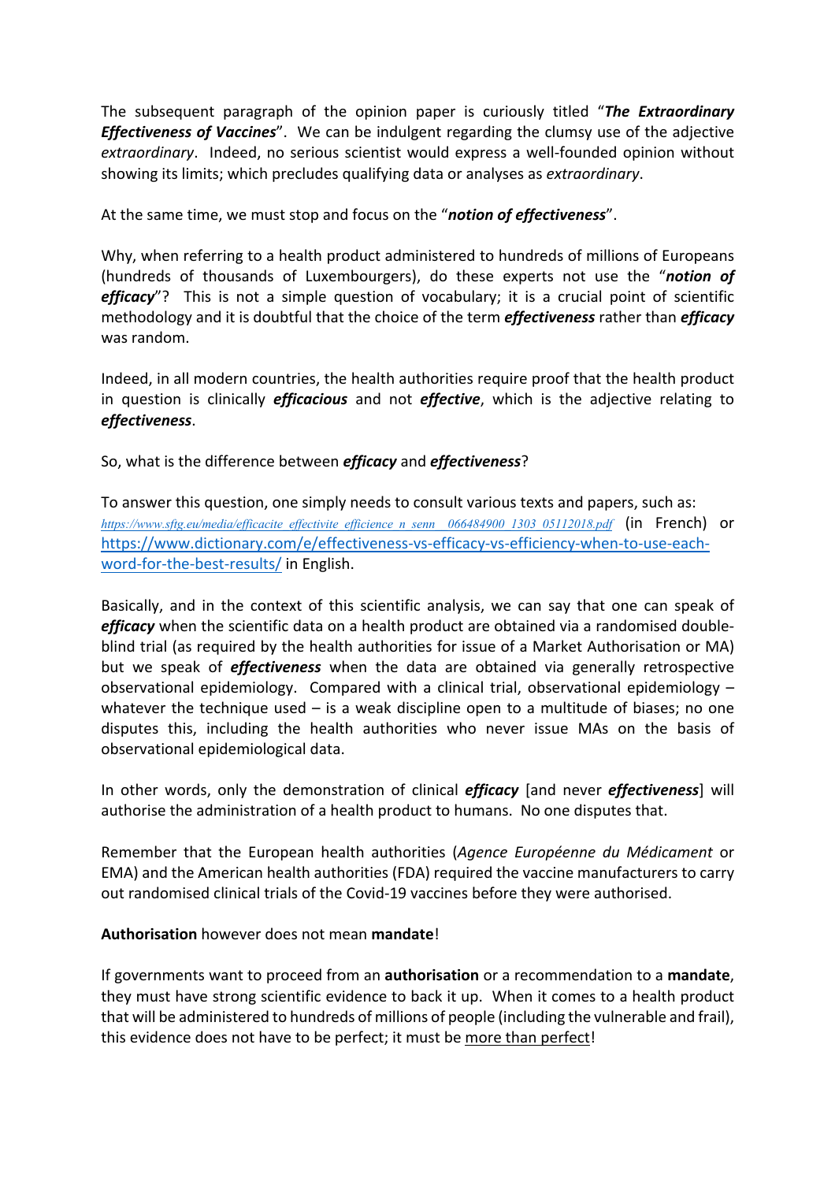The subsequent paragraph of the opinion paper is curiously titled "***The Extraordinary Effectiveness of Vaccines***". We can be indulgent regarding the clumsy use of the adjective *extraordinary*. Indeed, no serious scientist would express a well-founded opinion without showing its limits; which precludes qualifying data or analyses as *extraordinary*.

At the same time, we must stop and focus on the "***notion of effectiveness***".

Why, when referring to a health product administered to hundreds of millions of Europeans (hundreds of thousands of Luxembourgers), do these experts not use the "***notion of efficacy***"? This is not a simple question of vocabulary; it is a crucial point of scientific methodology and it is doubtful that the choice of the term ***effectiveness*** rather than ***efficacy*** was random.

Indeed, in all modern countries, the health authorities require proof that the health product in question is clinically ***efficacious*** and not ***effective***, which is the adjective relating to ***effectiveness***.

So, what is the difference between ***efficacy*** and ***effectiveness***?

To answer this question, one simply needs to consult various texts and papers, such as: *https://www.sftg.eu/media/efficacite_effectivite_efficience_n_senn__066484900_1303_05112018.pdf* (in French) or https://www.dictionary.com/e/effectiveness-vs-efficacy-vs-efficiency-when-to-use-each-word-for-the-best-results/ in English.

Basically, and in the context of this scientific analysis, we can say that one can speak of ***efficacy*** when the scientific data on a health product are obtained via a randomised double-blind trial (as required by the health authorities for issue of a Market Authorisation or MA) but we speak of ***effectiveness*** when the data are obtained via generally retrospective observational epidemiology. Compared with a clinical trial, observational epidemiology – whatever the technique used – is a weak discipline open to a multitude of biases; no one disputes this, including the health authorities who never issue MAs on the basis of observational epidemiological data.

In other words, only the demonstration of clinical ***efficacy*** [and never ***effectiveness***] will authorise the administration of a health product to humans. No one disputes that.

Remember that the European health authorities (*Agence Européenne du Médicament* or EMA) and the American health authorities (FDA) required the vaccine manufacturers to carry out randomised clinical trials of the Covid-19 vaccines before they were authorised.

**Authorisation** however does not mean **mandate**!

If governments want to proceed from an **authorisation** or a recommendation to a **mandate**, they must have strong scientific evidence to back it up. When it comes to a health product that will be administered to hundreds of millions of people (including the vulnerable and frail), this evidence does not have to be perfect; it must be <u>more than perfect</u>!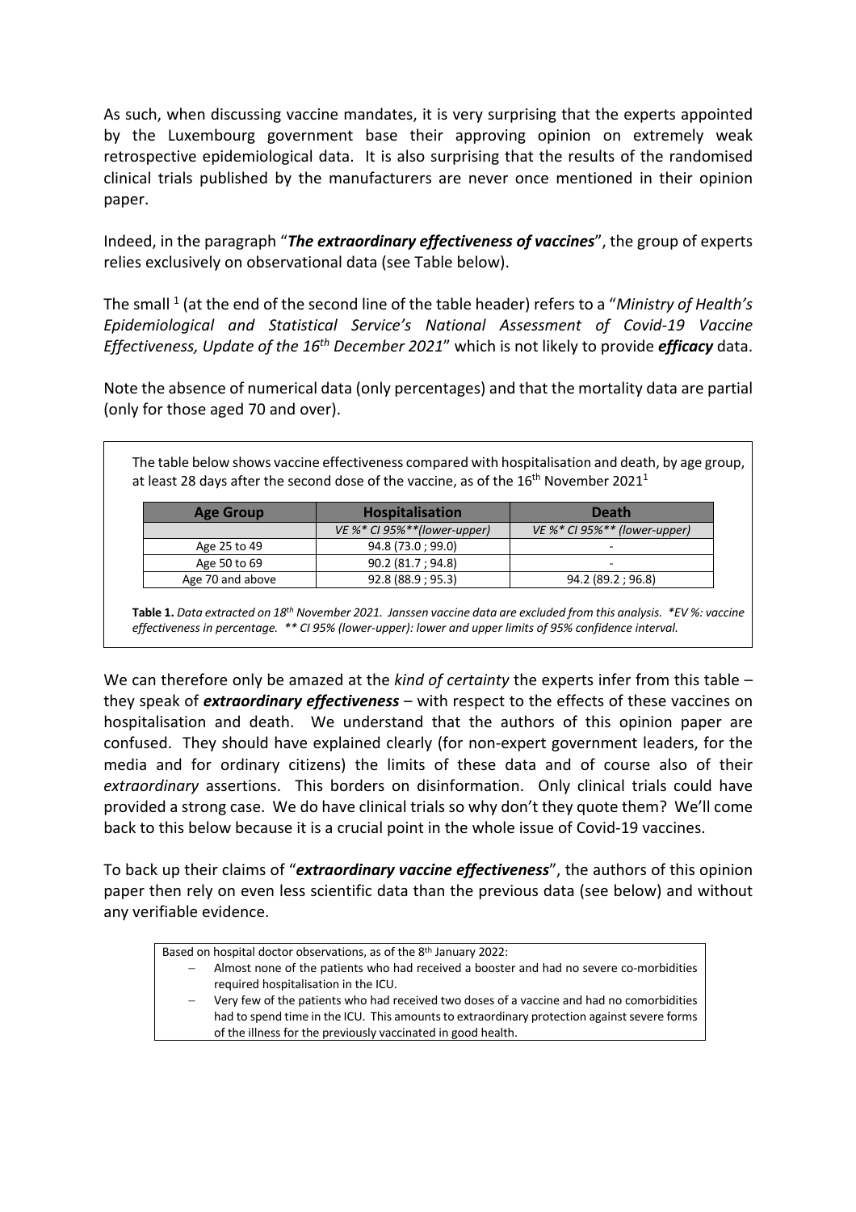As such, when discussing vaccine mandates, it is very surprising that the experts appointed by the Luxembourg government base their approving opinion on extremely weak retrospective epidemiological data. It is also surprising that the results of the randomised clinical trials published by the manufacturers are never once mentioned in their opinion paper.

Indeed, in the paragraph "***The extraordinary effectiveness of vaccines***", the group of experts relies exclusively on observational data (see Table below).

The small [1] (at the end of the second line of the table header) refers to a "*Ministry of Health's Epidemiological and Statistical Service's National Assessment of Covid-19 Vaccine Effectiveness, Update of the 16th December 2021*" which is not likely to provide ***efficacy*** data.

Note the absence of numerical data (only percentages) and that the mortality data are partial (only for those aged 70 and over).

The table below shows vaccine effectiveness compared with hospitalisation and death, by age group, at least 28 days after the second dose of the vaccine, as of the 16th November 2021[1]

| Age Group | Hospitalisation | Death |
|---|---|---|
| | *VE %* CI 95%**(lower-upper)* | *VE %* CI 95%** (lower-upper)* |
| Age 25 to 49 | 94.8 (73.0 ; 99.0) | - |
| Age 50 to 69 | 90.2 (81.7 ; 94.8) | - |
| Age 70 and above | 92.8 (88.9 ; 95.3) | 94.2 (89.2 ; 96.8) |

**Table 1.** *Data extracted on 18th November 2021. Janssen vaccine data are excluded from this analysis. *EV %: vaccine effectiveness in percentage. ** CI 95% (lower-upper): lower and upper limits of 95% confidence interval.*

We can therefore only be amazed at the *kind of certainty* the experts infer from this table – they speak of ***extraordinary effectiveness*** – with respect to the effects of these vaccines on hospitalisation and death. We understand that the authors of this opinion paper are confused. They should have explained clearly (for non-expert government leaders, for the media and for ordinary citizens) the limits of these data and of course also of their *extraordinary* assertions. This borders on disinformation. Only clinical trials could have provided a strong case. We do have clinical trials so why don't they quote them? We'll come back to this below because it is a crucial point in the whole issue of Covid-19 vaccines.

To back up their claims of "***extraordinary vaccine effectiveness***", the authors of this opinion paper then rely on even less scientific data than the previous data (see below) and without any verifiable evidence.

Based on hospital doctor observations, as of the 8th January 2022:

- Almost none of the patients who had received a booster and had no severe co-morbidities required hospitalisation in the ICU.
- Very few of the patients who had received two doses of a vaccine and had no comorbidities had to spend time in the ICU. This amounts to extraordinary protection against severe forms of the illness for the previously vaccinated in good health.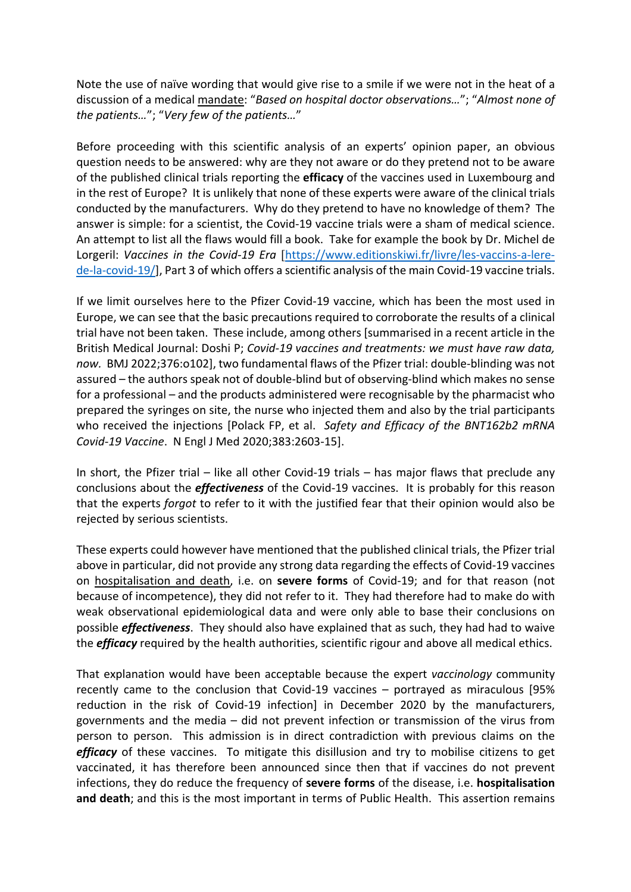Note the use of naïve wording that would give rise to a smile if we were not in the heat of a discussion of a medical mandate: "*Based on hospital doctor observations…*"; "*Almost none of the patients…*"; "*Very few of the patients…*"

Before proceeding with this scientific analysis of an experts' opinion paper, an obvious question needs to be answered: why are they not aware or do they pretend not to be aware of the published clinical trials reporting the **efficacy** of the vaccines used in Luxembourg and in the rest of Europe? It is unlikely that none of these experts were aware of the clinical trials conducted by the manufacturers. Why do they pretend to have no knowledge of them? The answer is simple: for a scientist, the Covid-19 vaccine trials were a sham of medical science. An attempt to list all the flaws would fill a book. Take for example the book by Dr. Michel de Lorgeril: *Vaccines in the Covid-19 Era* [https://www.editionskiwi.fr/livre/les-vaccins-a-lere-de-la-covid-19/], Part 3 of which offers a scientific analysis of the main Covid-19 vaccine trials.

If we limit ourselves here to the Pfizer Covid-19 vaccine, which has been the most used in Europe, we can see that the basic precautions required to corroborate the results of a clinical trial have not been taken. These include, among others [summarised in a recent article in the British Medical Journal: Doshi P; *Covid-19 vaccines and treatments: we must have raw data, now.* BMJ 2022;376:o102], two fundamental flaws of the Pfizer trial: double-blinding was not assured – the authors speak not of double-blind but of observing-blind which makes no sense for a professional – and the products administered were recognisable by the pharmacist who prepared the syringes on site, the nurse who injected them and also by the trial participants who received the injections [Polack FP, et al. *Safety and Efficacy of the BNT162b2 mRNA Covid-19 Vaccine*. N Engl J Med 2020;383:2603-15].

In short, the Pfizer trial – like all other Covid-19 trials – has major flaws that preclude any conclusions about the ***effectiveness*** of the Covid-19 vaccines. It is probably for this reason that the experts *forgot* to refer to it with the justified fear that their opinion would also be rejected by serious scientists.

These experts could however have mentioned that the published clinical trials, the Pfizer trial above in particular, did not provide any strong data regarding the effects of Covid-19 vaccines on hospitalisation and death, i.e. on **severe forms** of Covid-19; and for that reason (not because of incompetence), they did not refer to it. They had therefore had to make do with weak observational epidemiological data and were only able to base their conclusions on possible ***effectiveness***. They should also have explained that as such, they had had to waive the ***efficacy*** required by the health authorities, scientific rigour and above all medical ethics.

That explanation would have been acceptable because the expert *vaccinology* community recently came to the conclusion that Covid-19 vaccines – portrayed as miraculous [95% reduction in the risk of Covid-19 infection] in December 2020 by the manufacturers, governments and the media – did not prevent infection or transmission of the virus from person to person. This admission is in direct contradiction with previous claims on the ***efficacy*** of these vaccines. To mitigate this disillusion and try to mobilise citizens to get vaccinated, it has therefore been announced since then that if vaccines do not prevent infections, they do reduce the frequency of **severe forms** of the disease, i.e. **hospitalisation and death**; and this is the most important in terms of Public Health. This assertion remains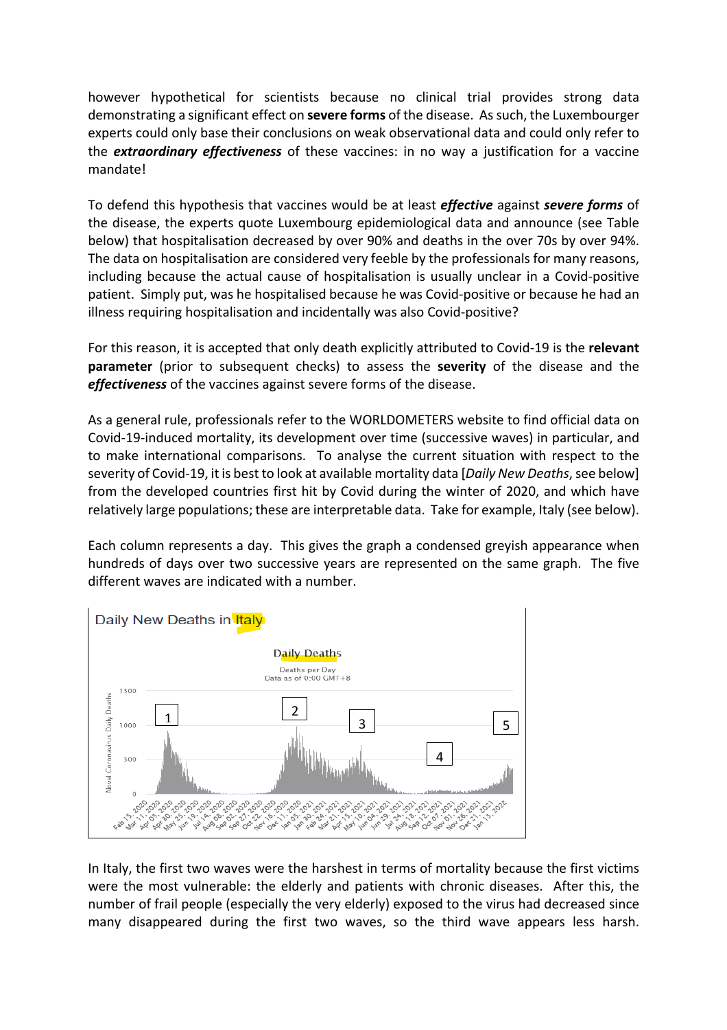however hypothetical for scientists because no clinical trial provides strong data demonstrating a significant effect on **severe forms** of the disease. As such, the Luxembourger experts could only base their conclusions on weak observational data and could only refer to the ***extraordinary effectiveness*** of these vaccines: in no way a justification for a vaccine mandate!

To defend this hypothesis that vaccines would be at least ***effective*** against ***severe forms*** of the disease, the experts quote Luxembourg epidemiological data and announce (see Table below) that hospitalisation decreased by over 90% and deaths in the over 70s by over 94%. The data on hospitalisation are considered very feeble by the professionals for many reasons, including because the actual cause of hospitalisation is usually unclear in a Covid-positive patient. Simply put, was he hospitalised because he was Covid-positive or because he had an illness requiring hospitalisation and incidentally was also Covid-positive?

For this reason, it is accepted that only death explicitly attributed to Covid-19 is the **relevant parameter** (prior to subsequent checks) to assess the **severity** of the disease and the ***effectiveness*** of the vaccines against severe forms of the disease.

As a general rule, professionals refer to the WORLDOMETERS website to find official data on Covid-19-induced mortality, its development over time (successive waves) in particular, and to make international comparisons. To analyse the current situation with respect to the severity of Covid-19, it is best to look at available mortality data [*Daily New Deaths*, see below] from the developed countries first hit by Covid during the winter of 2020, and which have relatively large populations; these are interpretable data. Take for example, Italy (see below).

Each column represents a day. This gives the graph a condensed greyish appearance when hundreds of days over two successive years are represented on the same graph. The five different waves are indicated with a number.

Daily New Deaths in Italy

Daily Deaths

Deaths per Day
Data as of 0:00 GMT+8

In Italy, the first two waves were the harshest in terms of mortality because the first victims were the most vulnerable: the elderly and patients with chronic diseases. After this, the number of frail people (especially the very elderly) exposed to the virus had decreased since many disappeared during the first two waves, so the third wave appears less harsh.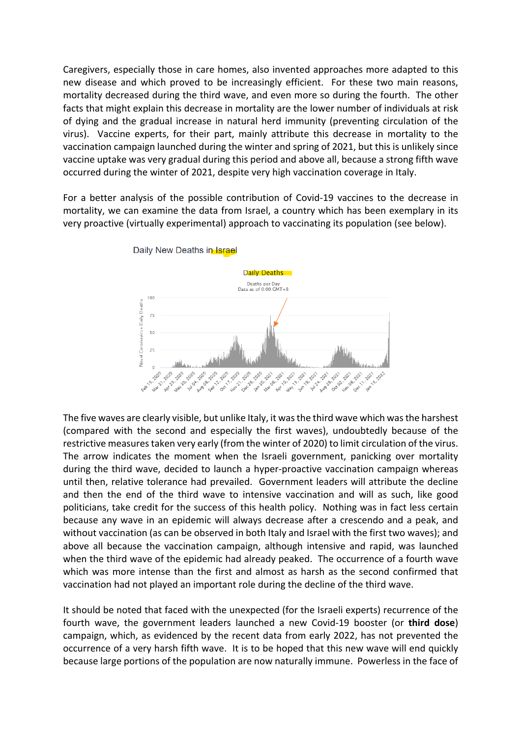Caregivers, especially those in care homes, also invented approaches more adapted to this new disease and which proved to be increasingly efficient. For these two main reasons, mortality decreased during the third wave, and even more so during the fourth. The other facts that might explain this decrease in mortality are the lower number of individuals at risk of dying and the gradual increase in natural herd immunity (preventing circulation of the virus). Vaccine experts, for their part, mainly attribute this decrease in mortality to the vaccination campaign launched during the winter and spring of 2021, but this is unlikely since vaccine uptake was very gradual during this period and above all, because a strong fifth wave occurred during the winter of 2021, despite very high vaccination coverage in Italy.

For a better analysis of the possible contribution of Covid-19 vaccines to the decrease in mortality, we can examine the data from Israel, a country which has been exemplary in its very proactive (virtually experimental) approach to vaccinating its population (see below).

Daily New Deaths in Israel

The five waves are clearly visible, but unlike Italy, it was the third wave which was the harshest (compared with the second and especially the first waves), undoubtedly because of the restrictive measures taken very early (from the winter of 2020) to limit circulation of the virus. The arrow indicates the moment when the Israeli government, panicking over mortality during the third wave, decided to launch a hyper-proactive vaccination campaign whereas until then, relative tolerance had prevailed. Government leaders will attribute the decline and then the end of the third wave to intensive vaccination and will as such, like good politicians, take credit for the success of this health policy. Nothing was in fact less certain because any wave in an epidemic will always decrease after a crescendo and a peak, and without vaccination (as can be observed in both Italy and Israel with the first two waves); and above all because the vaccination campaign, although intensive and rapid, was launched when the third wave of the epidemic had already peaked. The occurrence of a fourth wave which was more intense than the first and almost as harsh as the second confirmed that vaccination had not played an important role during the decline of the third wave.

It should be noted that faced with the unexpected (for the Israeli experts) recurrence of the fourth wave, the government leaders launched a new Covid-19 booster (or **third dose**) campaign, which, as evidenced by the recent data from early 2022, has not prevented the occurrence of a very harsh fifth wave. It is to be hoped that this new wave will end quickly because large portions of the population are now naturally immune. Powerless in the face of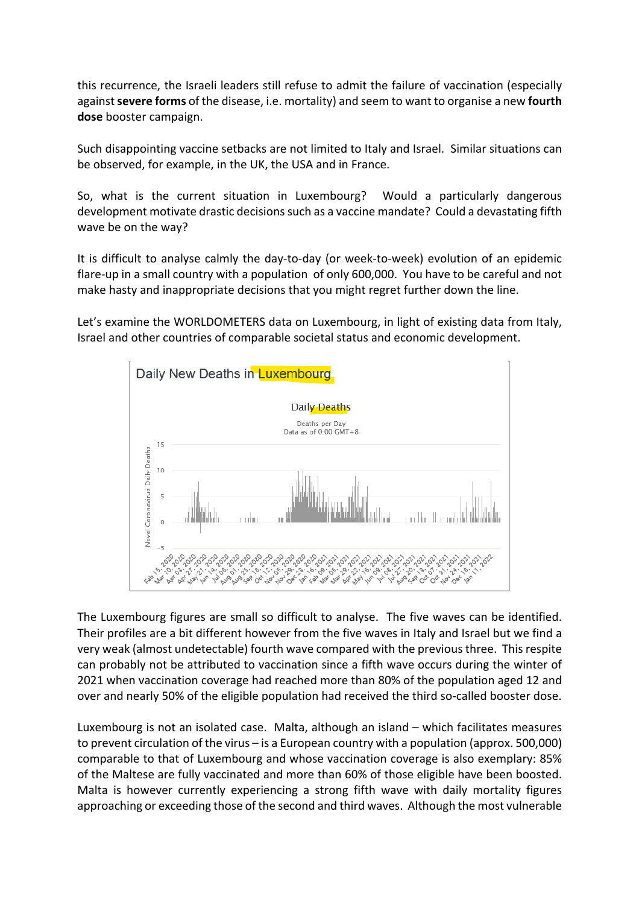this recurrence, the Israeli leaders still refuse to admit the failure of vaccination (especially against **severe forms** of the disease, i.e. mortality) and seem to want to organise a new **fourth dose** booster campaign.

Such disappointing vaccine setbacks are not limited to Italy and Israel. Similar situations can be observed, for example, in the UK, the USA and in France.

So, what is the current situation in Luxembourg? Would a particularly dangerous development motivate drastic decisions such as a vaccine mandate? Could a devastating fifth wave be on the way?

It is difficult to analyse calmly the day-to-day (or week-to-week) evolution of an epidemic flare-up in a small country with a population of only 600,000. You have to be careful and not make hasty and inappropriate decisions that you might regret further down the line.

Let's examine the WORLDOMETERS data on Luxembourg, in light of existing data from Italy, Israel and other countries of comparable societal status and economic development.

Daily New Deaths in Luxembourg

Daily Deaths

Deaths per Day
Data as of 0:00 GMT+8

The Luxembourg figures are small so difficult to analyse. The five waves can be identified. Their profiles are a bit different however from the five waves in Italy and Israel but we find a very weak (almost undetectable) fourth wave compared with the previous three. This respite can probably not be attributed to vaccination since a fifth wave occurs during the winter of 2021 when vaccination coverage had reached more than 80% of the population aged 12 and over and nearly 50% of the eligible population had received the third so-called booster dose.

Luxembourg is not an isolated case. Malta, although an island – which facilitates measures to prevent circulation of the virus – is a European country with a population (approx. 500,000) comparable to that of Luxembourg and whose vaccination coverage is also exemplary: 85% of the Maltese are fully vaccinated and more than 60% of those eligible have been boosted. Malta is however currently experiencing a strong fifth wave with daily mortality figures approaching or exceeding those of the second and third waves. Although the most vulnerable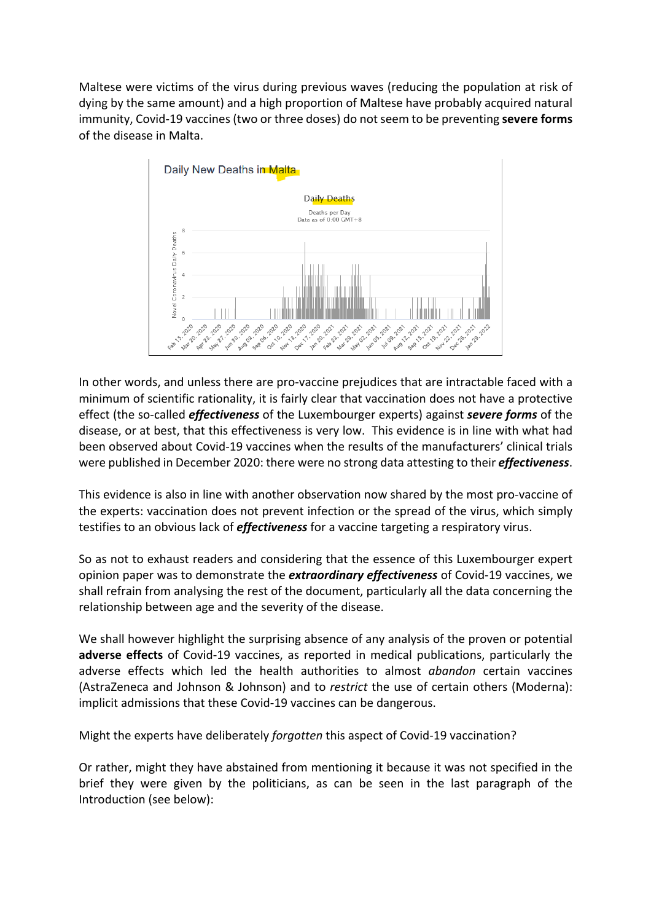Maltese were victims of the virus during previous waves (reducing the population at risk of dying by the same amount) and a high proportion of Maltese have probably acquired natural immunity, Covid-19 vaccines (two or three doses) do not seem to be preventing **severe forms** of the disease in Malta.

In other words, and unless there are pro-vaccine prejudices that are intractable faced with a minimum of scientific rationality, it is fairly clear that vaccination does not have a protective effect (the so-called ***effectiveness*** of the Luxembourger experts) against ***severe forms*** of the disease, or at best, that this effectiveness is very low. This evidence is in line with what had been observed about Covid-19 vaccines when the results of the manufacturers' clinical trials were published in December 2020: there were no strong data attesting to their ***effectiveness***.

This evidence is also in line with another observation now shared by the most pro-vaccine of the experts: vaccination does not prevent infection or the spread of the virus, which simply testifies to an obvious lack of ***effectiveness*** for a vaccine targeting a respiratory virus.

So as not to exhaust readers and considering that the essence of this Luxembourger expert opinion paper was to demonstrate the ***extraordinary effectiveness*** of Covid-19 vaccines, we shall refrain from analysing the rest of the document, particularly all the data concerning the relationship between age and the severity of the disease.

We shall however highlight the surprising absence of any analysis of the proven or potential **adverse effects** of Covid-19 vaccines, as reported in medical publications, particularly the adverse effects which led the health authorities to almost *abandon* certain vaccines (AstraZeneca and Johnson & Johnson) and to *restrict* the use of certain others (Moderna): implicit admissions that these Covid-19 vaccines can be dangerous.

Might the experts have deliberately *forgotten* this aspect of Covid-19 vaccination?

Or rather, might they have abstained from mentioning it because it was not specified in the brief they were given by the politicians, as can be seen in the last paragraph of the Introduction (see below):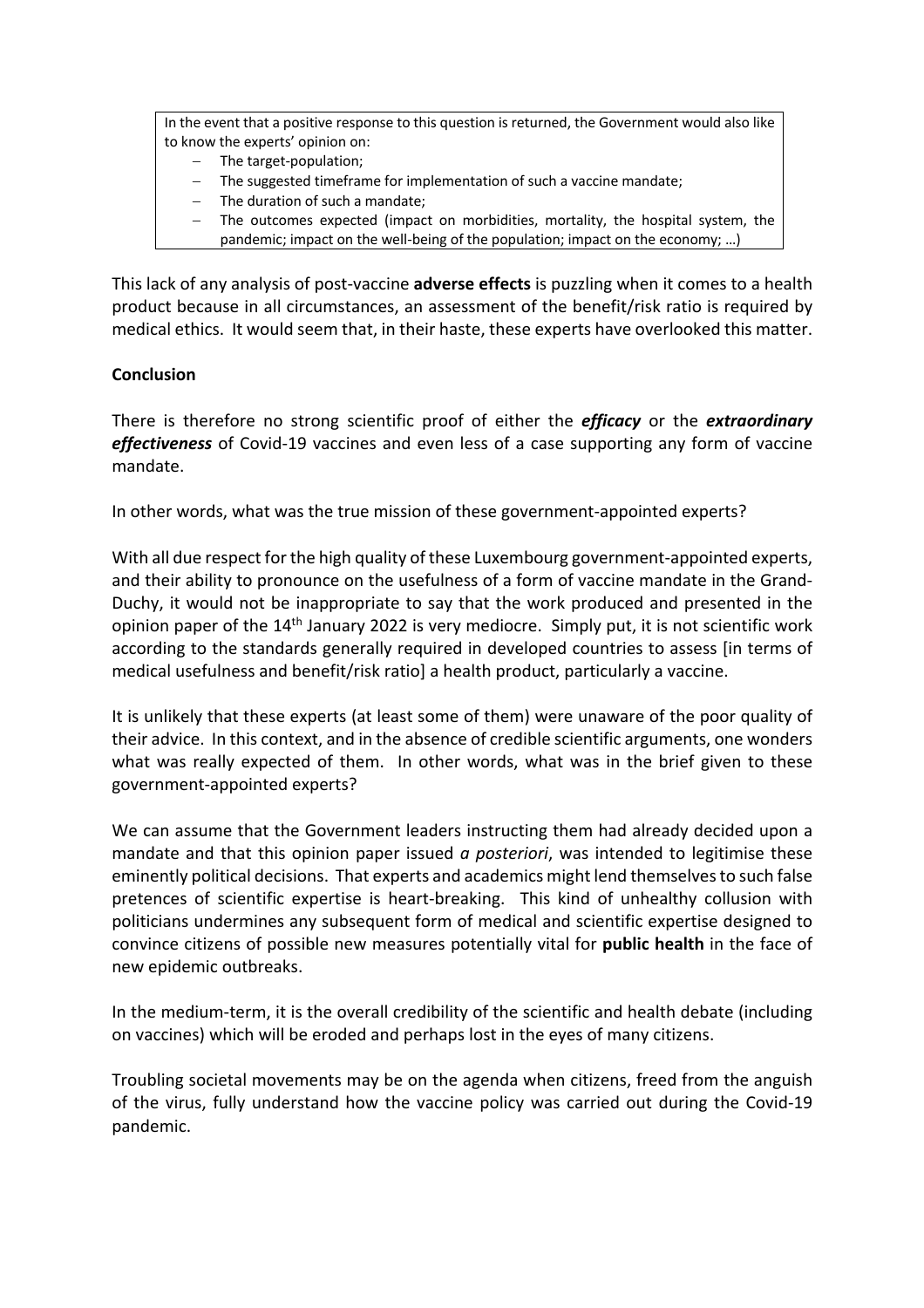> In the event that a positive response to this question is returned, the Government would also like to know the experts' opinion on:
> - The target-population;
> - The suggested timeframe for implementation of such a vaccine mandate;
> - The duration of such a mandate;
> - The outcomes expected (impact on morbidities, mortality, the hospital system, the pandemic; impact on the well-being of the population; impact on the economy; …)

This lack of any analysis of post-vaccine **adverse effects** is puzzling when it comes to a health product because in all circumstances, an assessment of the benefit/risk ratio is required by medical ethics. It would seem that, in their haste, these experts have overlooked this matter.

**Conclusion**

There is therefore no strong scientific proof of either the ***efficacy*** or the ***extraordinary effectiveness*** of Covid-19 vaccines and even less of a case supporting any form of vaccine mandate.

In other words, what was the true mission of these government-appointed experts?

With all due respect for the high quality of these Luxembourg government-appointed experts, and their ability to pronounce on the usefulness of a form of vaccine mandate in the Grand-Duchy, it would not be inappropriate to say that the work produced and presented in the opinion paper of the 14th January 2022 is very mediocre. Simply put, it is not scientific work according to the standards generally required in developed countries to assess [in terms of medical usefulness and benefit/risk ratio] a health product, particularly a vaccine.

It is unlikely that these experts (at least some of them) were unaware of the poor quality of their advice. In this context, and in the absence of credible scientific arguments, one wonders what was really expected of them. In other words, what was in the brief given to these government-appointed experts?

We can assume that the Government leaders instructing them had already decided upon a mandate and that this opinion paper issued *a posteriori*, was intended to legitimise these eminently political decisions. That experts and academics might lend themselves to such false pretences of scientific expertise is heart-breaking. This kind of unhealthy collusion with politicians undermines any subsequent form of medical and scientific expertise designed to convince citizens of possible new measures potentially vital for **public health** in the face of new epidemic outbreaks.

In the medium-term, it is the overall credibility of the scientific and health debate (including on vaccines) which will be eroded and perhaps lost in the eyes of many citizens.

Troubling societal movements may be on the agenda when citizens, freed from the anguish of the virus, fully understand how the vaccine policy was carried out during the Covid-19 pandemic.